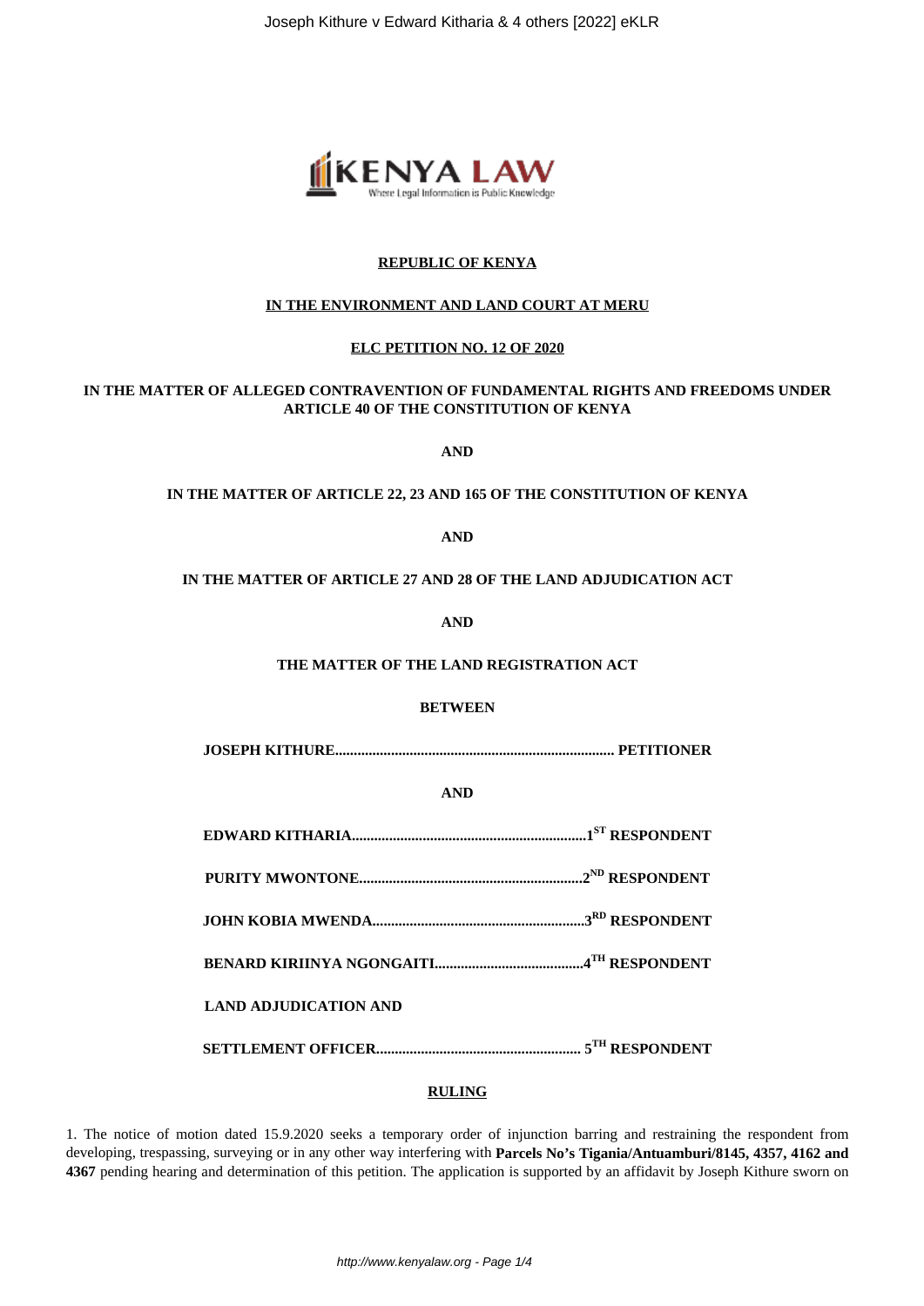**REPUBLIC OF KENYA**

**IN THE ENVIRONMENT AND LAND COURT AT MERU**

**ELC PETITION NO. 12 OF 2020**

**IN THE MATTER OF ALLEGED CONTRAVENTION OF FUNDAMENTAL RIGHTS AND FREEDOMS UNDER ARTICLE 40 OF THE CONSTITUTION OF KENYA**

**AND**

**IN THE MATTER OF ARTICLE 22, 23 AND 165 OF THE CONSTITUTION OF KENYA**

**AND**

**IN THE MATTER OF ARTICLE 27 AND 28 OF THE LAND ADJUDICATION ACT**

**AND**

**THE MATTER OF THE LAND REGISTRATION ACT**

**BETWEEN**

**JOSEPH KITHURE.......................................................................... PETITIONER**

**AND**

**EDWARD KITHARIA..............................................................1ST RESPONDENT**

**PURITY MWONTONE...........................................................2ND RESPONDENT**

**JOHN KOBIA MWENDA........................................................3RD RESPONDENT**

**BENARD KIRIINYA NGONGAITI.......................................4TH RESPONDENT**

**LAND ADJUDICATION AND**

**SETTLEMENT OFFICER....................................................... 5TH RESPONDENT**

**RULING**

1. The notice of motion dated 15.9.2020 seeks a temporary order of injunction barring and restraining the respondent from developing, trespassing, surveying or in any other way interfering with **Parcels No's Tigania/Antuamburi/8145, 4357, 4162 and 4367** pending hearing and determination of this petition. The application is supported by an affidavit by Joseph Kithure sworn on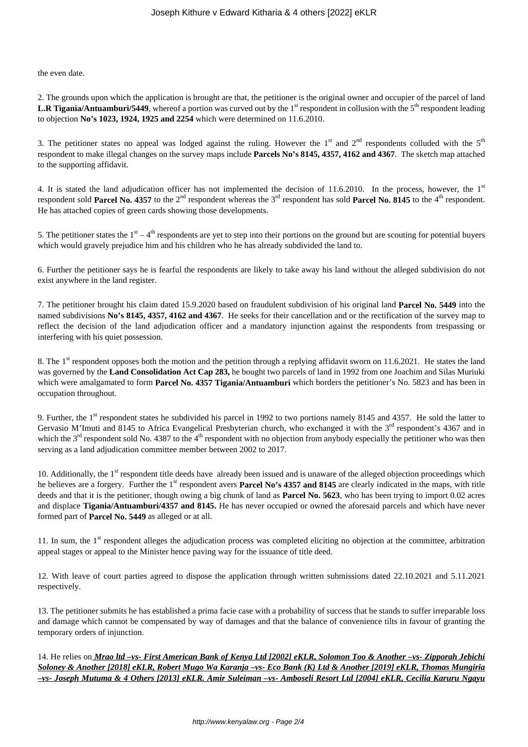the even date.

2. The grounds upon which the application is brought are that, the petitioner is the original owner and occupier of the parcel of land **L.R Tigania/Antuamburi/5449**, whereof a portion was curved out by the 1st respondent in collusion with the 5th respondent leading to objection **No's 1023, 1924, 1925 and 2254** which were determined on 11.6.2010.

3. The petitioner states no appeal was lodged against the ruling. However the 1st and 2nd respondents colluded with the 5th respondent to make illegal changes on the survey maps include **Parcels No's 8145, 4357, 4162 and 4367**. The sketch map attached to the supporting affidavit.

4. It is stated the land adjudication officer has not implemented the decision of 11.6.2010. In the process, however, the 1st respondent sold **Parcel No. 4357** to the 2nd respondent whereas the 3rd respondent has sold **Parcel No. 8145** to the 4th respondent. He has attached copies of green cards showing those developments.

5. The petitioner states the 1st – 4th respondents are yet to step into their portions on the ground but are scouting for potential buyers which would gravely prejudice him and his children who he has already subdivided the land to.

6. Further the petitioner says he is fearful the respondents are likely to take away his land without the alleged subdivision do not exist anywhere in the land register.

7. The petitioner brought his claim dated 15.9.2020 based on fraudulent subdivision of his original land **Parcel No. 5449** into the named subdivisions **No's 8145, 4357, 4162 and 4367**. He seeks for their cancellation and or the rectification of the survey map to reflect the decision of the land adjudication officer and a mandatory injunction against the respondents from trespassing or interfering with his quiet possession.

8. The 1st respondent opposes both the motion and the petition through a replying affidavit sworn on 11.6.2021. He states the land was governed by the **Land Consolidation Act Cap 283,** he bought two parcels of land in 1992 from one Joachim and Silas Muriuki which were amalgamated to form **Parcel No. 4357 Tigania/Antuamburi** which borders the petitioner's No. 5823 and has been in occupation throughout.

9. Further, the 1st respondent states he subdivided his parcel in 1992 to two portions namely 8145 and 4357. He sold the latter to Gervasio M'Imuti and 8145 to Africa Evangelical Presbyterian church, who exchanged it with the 3rd respondent's 4367 and in which the 3rd respondent sold No. 4387 to the 4th respondent with no objection from anybody especially the petitioner who was then serving as a land adjudication committee member between 2002 to 2017.

10. Additionally, the 1st respondent title deeds have already been issued and is unaware of the alleged objection proceedings which he believes are a forgery. Further the 1st respondent avers **Parcel No's 4357 and 8145** are clearly indicated in the maps, with title deeds and that it is the petitioner, though owing a big chunk of land as **Parcel No. 5623**, who has been trying to import 0.02 acres and displace **Tigania/Antuamburi/4357 and 8145.** He has never occupied or owned the aforesaid parcels and which have never formed part of **Parcel No. 5449** as alleged or at all.

11. In sum, the 1st respondent alleges the adjudication process was completed eliciting no objection at the committee, arbitration appeal stages or appeal to the Minister hence paving way for the issuance of title deed.

12. With leave of court parties agreed to dispose the application through written submissions dated 22.10.2021 and 5.11.2021 respectively.

13. The petitioner submits he has established a prima facie case with a probability of success that he stands to suffer irreparable loss and damage which cannot be compensated by way of damages and that the balance of convenience tilts in favour of granting the temporary orders of injunction.

14. He relies on ***Mrao ltd –vs- First American Bank of Kenya Ltd [2002] eKLR, Solomon Too & Another –vs- Zipporah Jebichi Soloney & Another [2018] eKLR, Robert Mugo Wa Karanja –vs- Eco Bank (K) Ltd & Another [2019] eKLR, Thomas Mungiria –vs- Joseph Mutuma & 4 Others [2013] eKLR. Amir Suleiman –vs- Amboseli Resort Ltd [2004] eKLR, Cecilia Karuru Ngayu***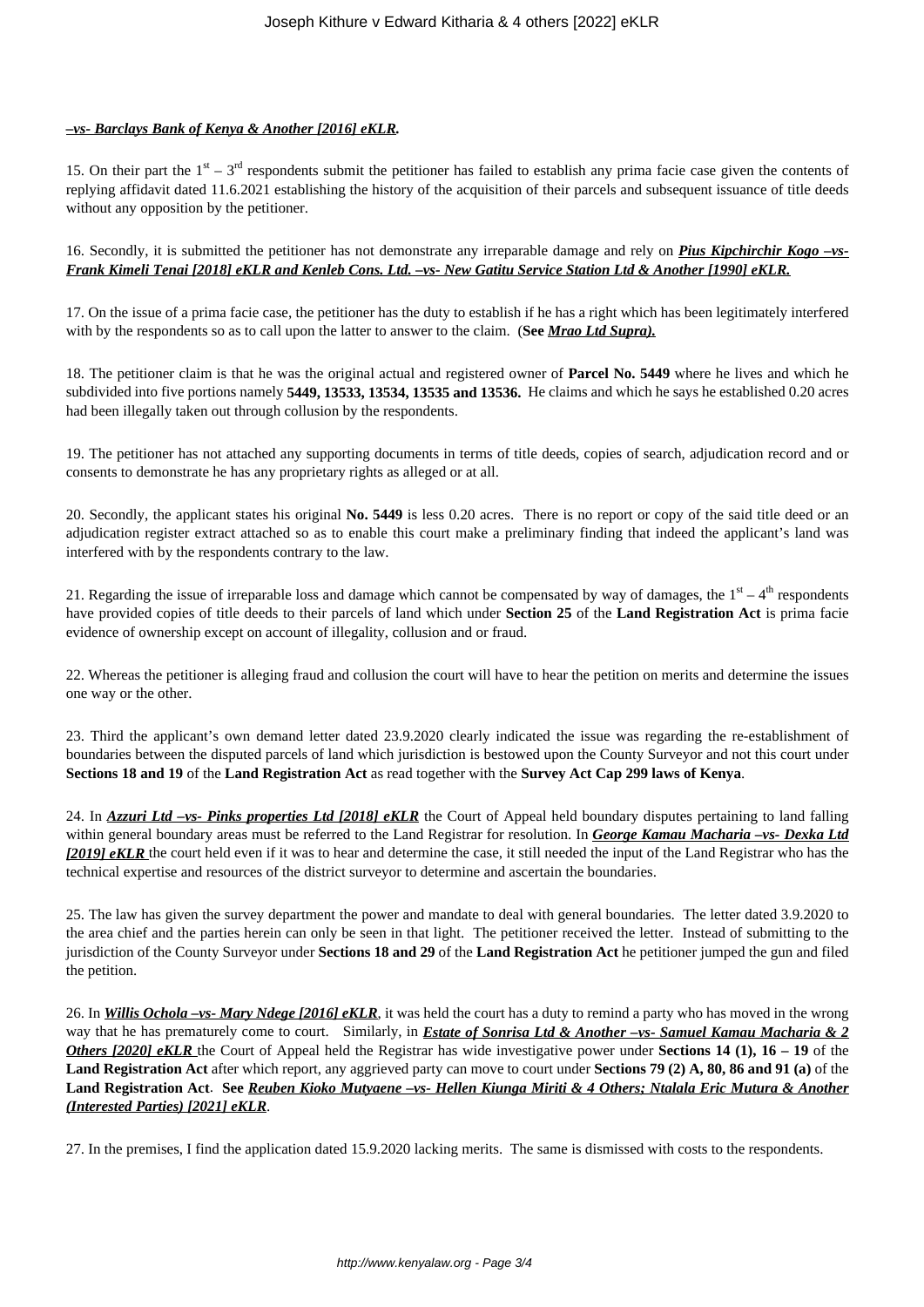***–vs- Barclays Bank of Kenya & Another [2016] eKLR.***

15. On their part the 1st – 3rd respondents submit the petitioner has failed to establish any prima facie case given the contents of replying affidavit dated 11.6.2021 establishing the history of the acquisition of their parcels and subsequent issuance of title deeds without any opposition by the petitioner.

16. Secondly, it is submitted the petitioner has not demonstrate any irreparable damage and rely on ***Pius Kipchirchir Kogo –vs- Frank Kimeli Tenai [2018] eKLR and Kenleb Cons. Ltd. –vs- New Gatitu Service Station Ltd & Another [1990] eKLR.***

17. On the issue of a prima facie case, the petitioner has the duty to establish if he has a right which has been legitimately interfered with by the respondents so as to call upon the latter to answer to the claim. (**See *Mrao Ltd Supra).***

18. The petitioner claim is that he was the original actual and registered owner of **Parcel No. 5449** where he lives and which he subdivided into five portions namely **5449, 13533, 13534, 13535 and 13536.** He claims and which he says he established 0.20 acres had been illegally taken out through collusion by the respondents.

19. The petitioner has not attached any supporting documents in terms of title deeds, copies of search, adjudication record and or consents to demonstrate he has any proprietary rights as alleged or at all.

20. Secondly, the applicant states his original **No. 5449** is less 0.20 acres. There is no report or copy of the said title deed or an adjudication register extract attached so as to enable this court make a preliminary finding that indeed the applicant's land was interfered with by the respondents contrary to the law.

21. Regarding the issue of irreparable loss and damage which cannot be compensated by way of damages, the 1st – 4th respondents have provided copies of title deeds to their parcels of land which under **Section 25** of the **Land Registration Act** is prima facie evidence of ownership except on account of illegality, collusion and or fraud.

22. Whereas the petitioner is alleging fraud and collusion the court will have to hear the petition on merits and determine the issues one way or the other.

23. Third the applicant's own demand letter dated 23.9.2020 clearly indicated the issue was regarding the re-establishment of boundaries between the disputed parcels of land which jurisdiction is bestowed upon the County Surveyor and not this court under **Sections 18 and 19** of the **Land Registration Act** as read together with the **Survey Act Cap 299 laws of Kenya**.

24. In ***Azzuri Ltd –vs- Pinks properties Ltd [2018] eKLR*** the Court of Appeal held boundary disputes pertaining to land falling within general boundary areas must be referred to the Land Registrar for resolution. In ***George Kamau Macharia –vs- Dexka Ltd [2019] eKLR*** the court held even if it was to hear and determine the case, it still needed the input of the Land Registrar who has the technical expertise and resources of the district surveyor to determine and ascertain the boundaries.

25. The law has given the survey department the power and mandate to deal with general boundaries. The letter dated 3.9.2020 to the area chief and the parties herein can only be seen in that light. The petitioner received the letter. Instead of submitting to the jurisdiction of the County Surveyor under **Sections 18 and 29** of the **Land Registration Act** he petitioner jumped the gun and filed the petition.

26. In ***Willis Ochola –vs- Mary Ndege [2016] eKLR***, it was held the court has a duty to remind a party who has moved in the wrong way that he has prematurely come to court. Similarly, in ***Estate of Sonrisa Ltd & Another –vs- Samuel Kamau Macharia & 2 Others [2020] eKLR*** the Court of Appeal held the Registrar has wide investigative power under **Sections 14 (1), 16 – 19** of the **Land Registration Act** after which report, any aggrieved party can move to court under **Sections 79 (2) A, 80, 86 and 91 (a)** of the **Land Registration Act**. **See *Reuben Kioko Mutyaene –vs- Hellen Kiunga Miriti & 4 Others; Ntalala Eric Mutura & Another (Interested Parties) [2021] eKLR*.**

27. In the premises, I find the application dated 15.9.2020 lacking merits. The same is dismissed with costs to the respondents.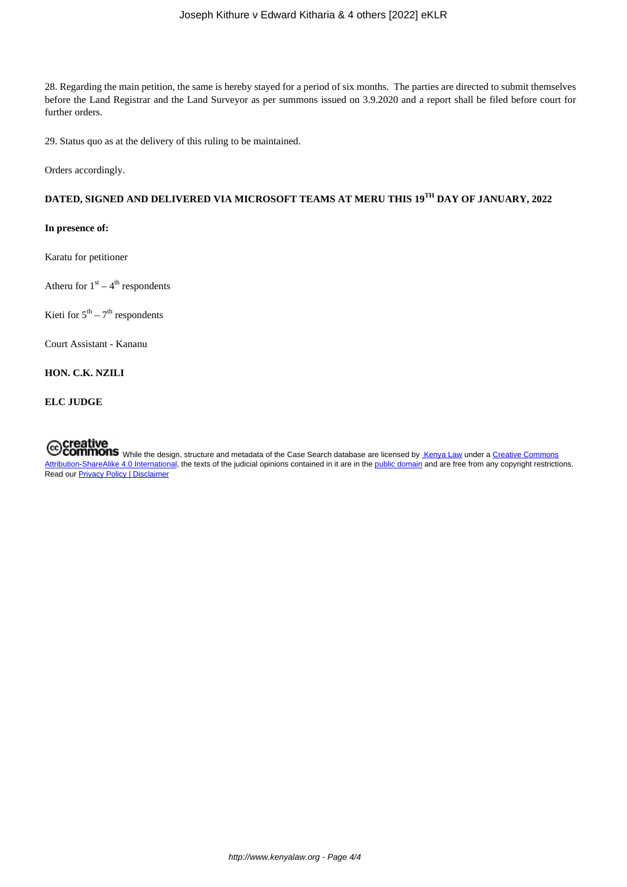28. Regarding the main petition, the same is hereby stayed for a period of six months. The parties are directed to submit themselves before the Land Registrar and the Land Surveyor as per summons issued on 3.9.2020 and a report shall be filed before court for further orders.

29. Status quo as at the delivery of this ruling to be maintained.

Orders accordingly.

**DATED, SIGNED AND DELIVERED VIA MICROSOFT TEAMS AT MERU THIS 19TH DAY OF JANUARY, 2022**

**In presence of:**

Karatu for petitioner

Atheru for 1st – 4th respondents

Kieti for 5th – 7th respondents

Court Assistant - Kananu

**HON. C.K. NZILI**

**ELC JUDGE**

While the design, structure and metadata of the Case Search database are licensed by Kenya Law under a Creative Commons Attribution-ShareAlike 4.0 International, the texts of the judicial opinions contained in it are in the public domain and are free from any copyright restrictions. Read our Privacy Policy | Disclaimer